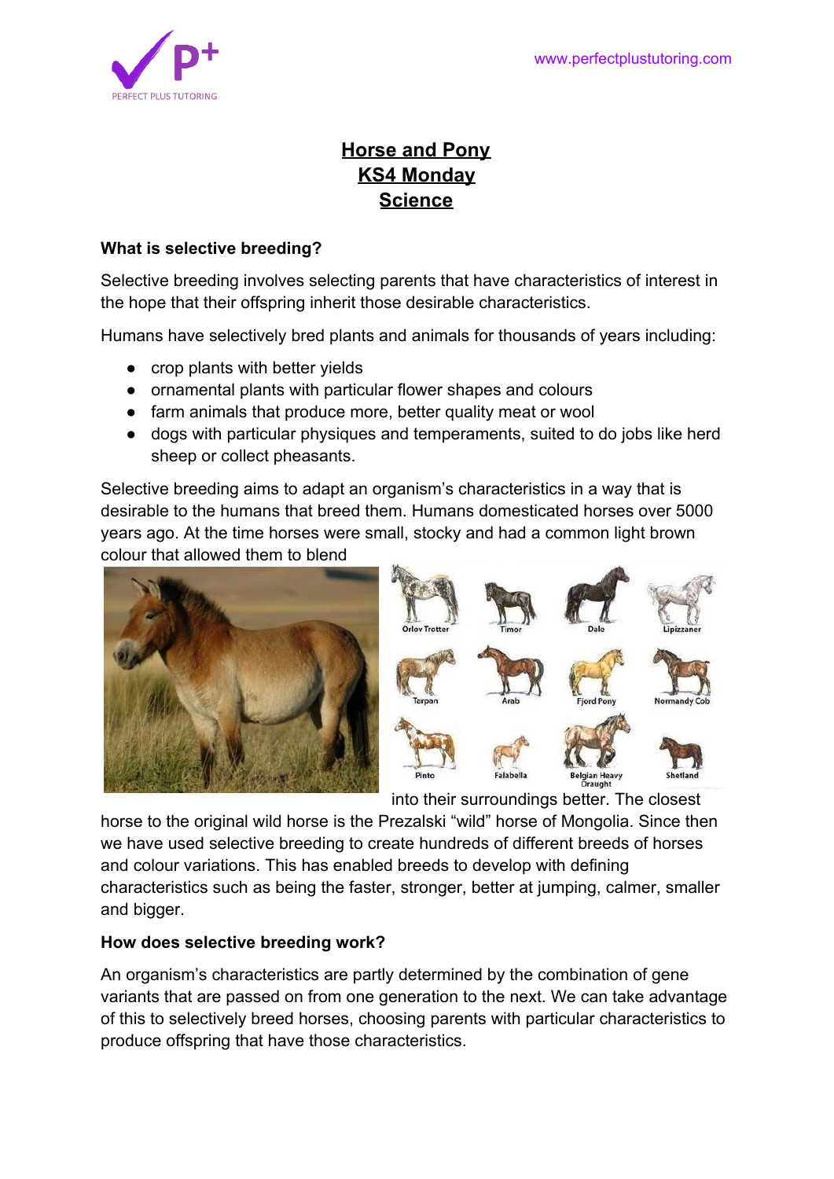# Horse and Pony
# KS4 Monday
# Science

### What is selective breeding?

Selective breeding involves selecting parents that have characteristics of interest in the hope that their offspring inherit those desirable characteristics.

Humans have selectively bred plants and animals for thousands of years including:

- crop plants with better yields
- ornamental plants with particular flower shapes and colours
- farm animals that produce more, better quality meat or wool
- dogs with particular physiques and temperaments, suited to do jobs like herd sheep or collect pheasants.

Selective breeding aims to adapt an organism's characteristics in a way that is desirable to the humans that breed them. Humans domesticated horses over 5000 years ago. At the time horses were small, stocky and had a common light brown colour that allowed them to blend into their surroundings better. The closest horse to the original wild horse is the Prezalski "wild" horse of Mongolia. Since then we have used selective breeding to create hundreds of different breeds of horses and colour variations. This has enabled breeds to develop with defining characteristics such as being the faster, stronger, better at jumping, calmer, smaller and bigger.

### How does selective breeding work?

An organism's characteristics are partly determined by the combination of gene variants that are passed on from one generation to the next. We can take advantage of this to selectively breed horses, choosing parents with particular characteristics to produce offspring that have those characteristics.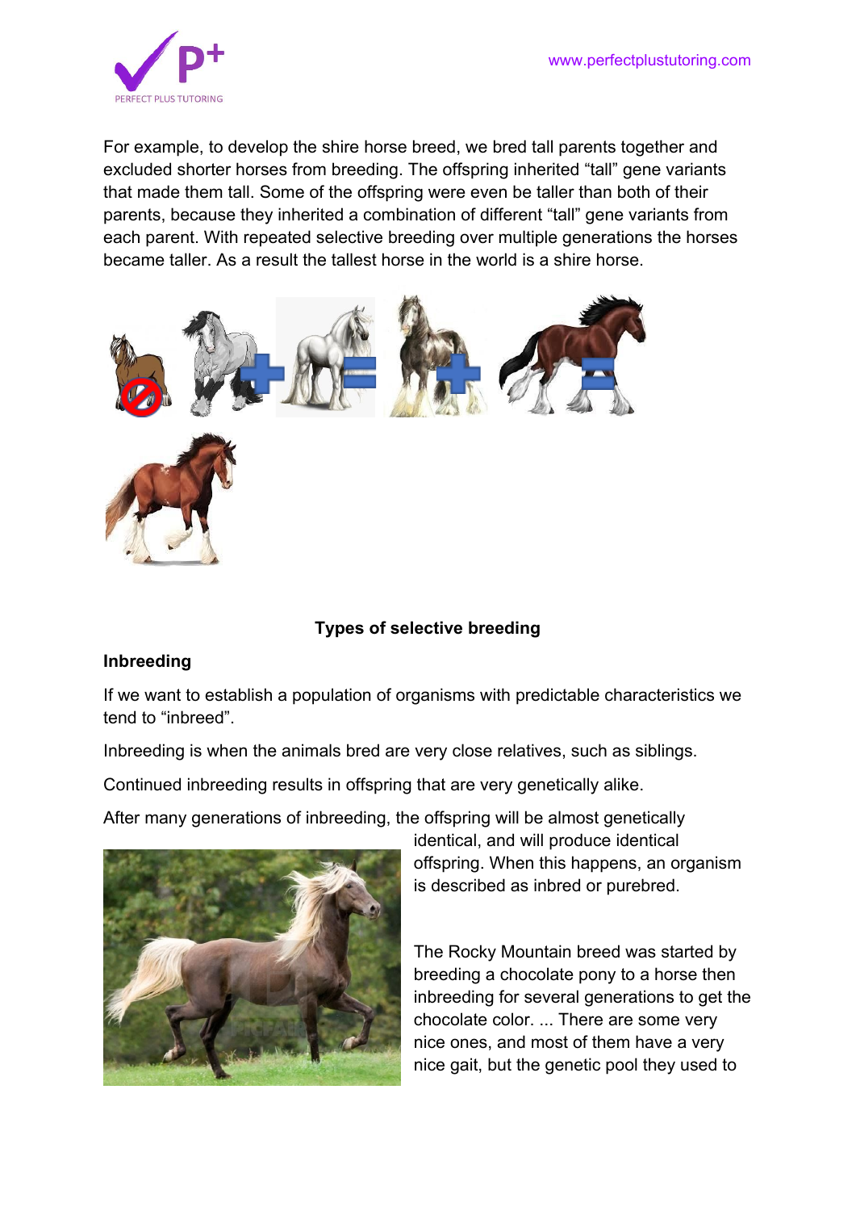For example, to develop the shire horse breed, we bred tall parents together and excluded shorter horses from breeding. The offspring inherited "tall" gene variants that made them tall. Some of the offspring were even be taller than both of their parents, because they inherited a combination of different "tall" gene variants from each parent. With repeated selective breeding over multiple generations the horses became taller. As a result the tallest horse in the world is a shire horse.

**Types of selective breeding**

**Inbreeding**

If we want to establish a population of organisms with predictable characteristics we tend to "inbreed".

Inbreeding is when the animals bred are very close relatives, such as siblings.

Continued inbreeding results in offspring that are very genetically alike.

After many generations of inbreeding, the offspring will be almost genetically identical, and will produce identical offspring. When this happens, an organism is described as inbred or purebred.

The Rocky Mountain breed was started by breeding a chocolate pony to a horse then inbreeding for several generations to get the chocolate color. ... There are some very nice ones, and most of them have a very nice gait, but the genetic pool they used to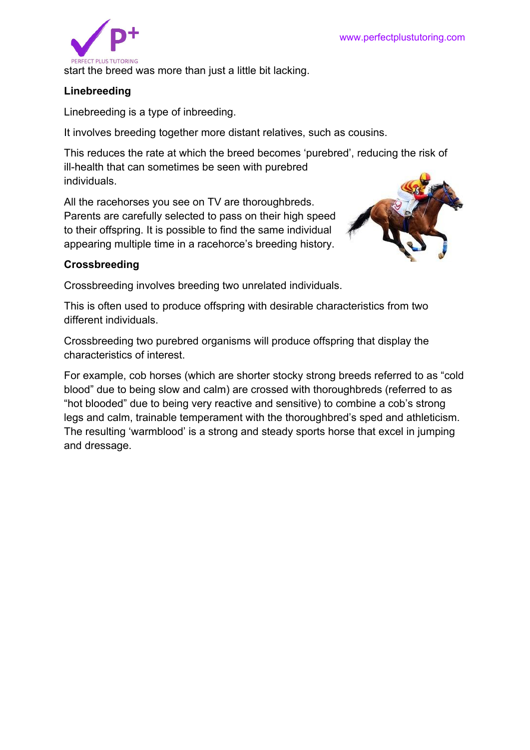start the breed was more than just a little bit lacking.

**Linebreeding**

Linebreeding is a type of inbreeding.

It involves breeding together more distant relatives, such as cousins.

This reduces the rate at which the breed becomes 'purebred', reducing the risk of ill-health that can sometimes be seen with purebred individuals.

All the racehorses you see on TV are thoroughbreds. Parents are carefully selected to pass on their high speed to their offspring. It is possible to find the same individual appearing multiple time in a racehorce's breeding history.

**Crossbreeding**

Crossbreeding involves breeding two unrelated individuals.

This is often used to produce offspring with desirable characteristics from two different individuals.

Crossbreeding two purebred organisms will produce offspring that display the characteristics of interest.

For example, cob horses (which are shorter stocky strong breeds referred to as "cold blood" due to being slow and calm) are crossed with thoroughbreds (referred to as "hot blooded" due to being very reactive and sensitive) to combine a cob's strong legs and calm, trainable temperament with the thoroughbred's sped and athleticism. The resulting 'warmblood' is a strong and steady sports horse that excel in jumping and dressage.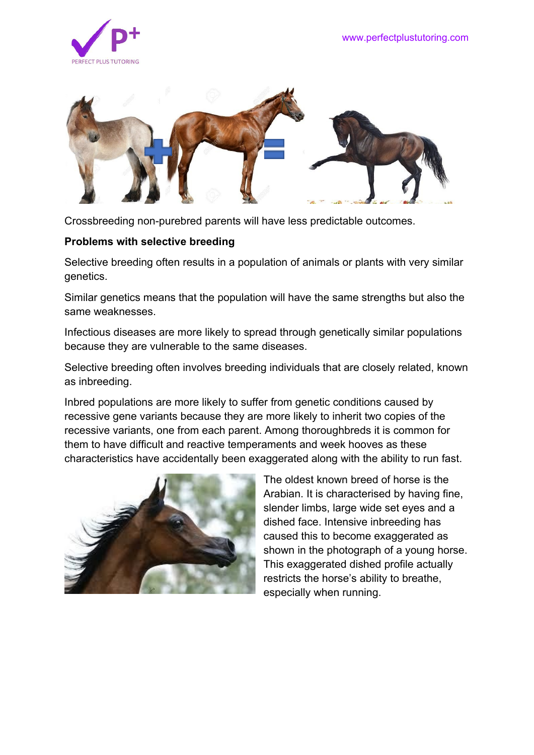Crossbreeding non-purebred parents will have less predictable outcomes.

**Problems with selective breeding**

Selective breeding often results in a population of animals or plants with very similar genetics.

Similar genetics means that the population will have the same strengths but also the same weaknesses.

Infectious diseases are more likely to spread through genetically similar populations because they are vulnerable to the same diseases.

Selective breeding often involves breeding individuals that are closely related, known as inbreeding.

Inbred populations are more likely to suffer from genetic conditions caused by recessive gene variants because they are more likely to inherit two copies of the recessive variants, one from each parent. Among thoroughbreds it is common for them to have difficult and reactive temperaments and week hooves as these characteristics have accidentally been exaggerated along with the ability to run fast.

The oldest known breed of horse is the Arabian. It is characterised by having fine, slender limbs, large wide set eyes and a dished face. Intensive inbreeding has caused this to become exaggerated as shown in the photograph of a young horse. This exaggerated dished profile actually restricts the horse's ability to breathe, especially when running.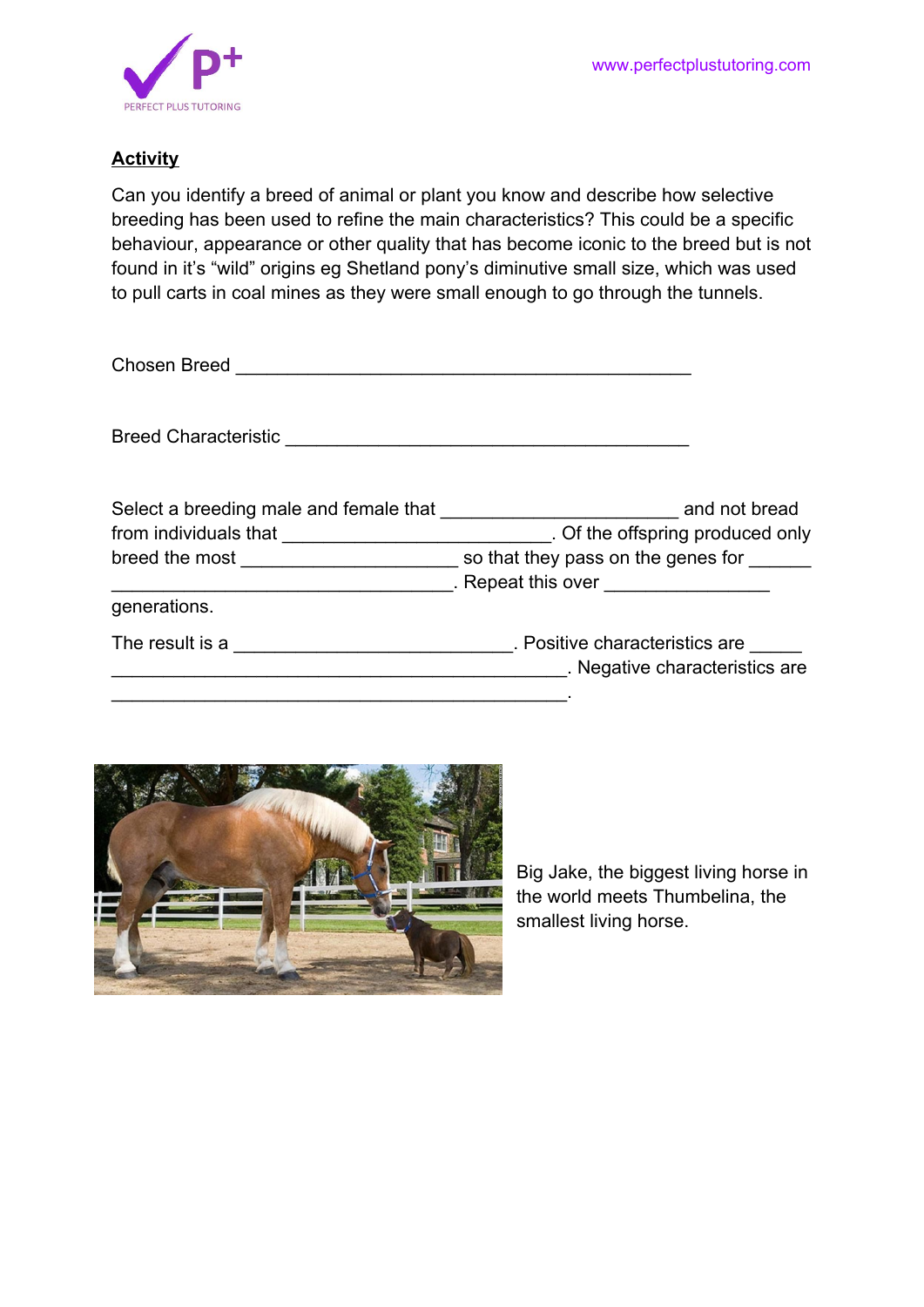## Activity

Can you identify a breed of animal or plant you know and describe how selective breeding has been used to refine the main characteristics? This could be a specific behaviour, appearance or other quality that has become iconic to the breed but is not found in it's "wild" origins eg Shetland pony's diminutive small size, which was used to pull carts in coal mines as they were small enough to go through the tunnels.

Chosen Breed ______________________________________________

Breed Characteristic ________________________________________

Select a breeding male and female that ______________________ and not bread from individuals that ___________________________. Of the offspring produced only breed the most __________________ so that they pass on the genes for ______ ______________________________. Repeat this over ________________ generations.

The result is a ____________________________. Positive characteristics are _____ ______________________________________________. Negative characteristics are ______________________________________________.

Big Jake, the biggest living horse in the world meets Thumbelina, the smallest living horse.